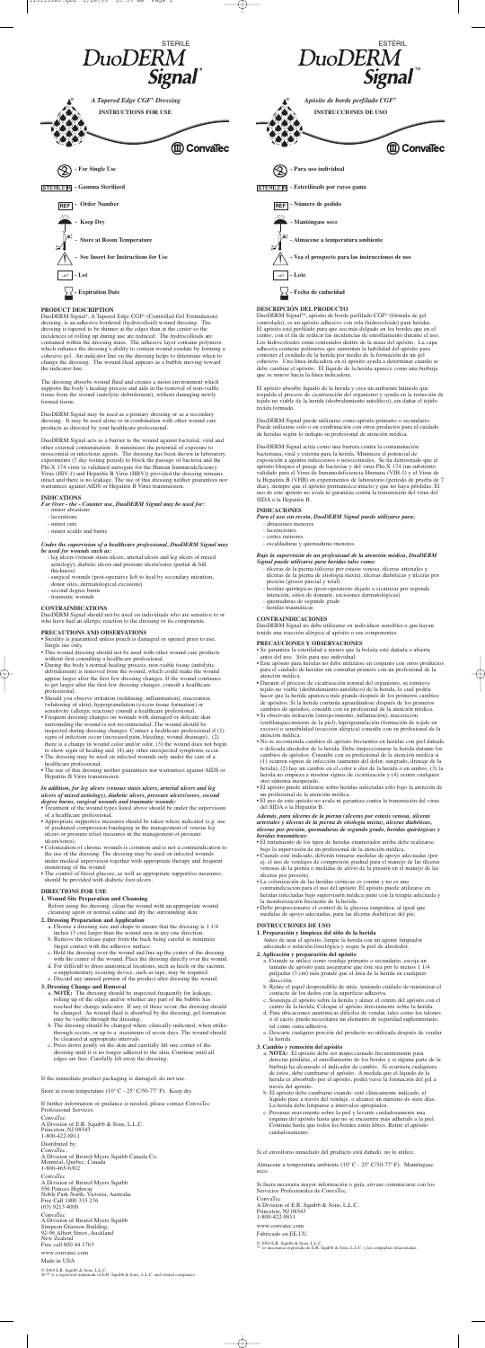STERILE

# DuoDERM Signal®

*A Tapered Edge CGF® Dressing*

**INSTRUCTIONS FOR USE**

ConvaTec

- For Single Use

STERILE R - Gamma Sterilized

REF - Order Number

- Keep Dry

- Store at Room Temperature

- See Insert for Instructions for Use

LOT - Lot

- Expiration Date

## PRODUCT DESCRIPTION

DuoDERM Signal®, A Tapered Edge CGF® (Controlled Gel Formulation) dressing, is an adhesive hydrocolloid (hydrocolloid) wound dressing. The dressing is tapered to be thinner at the edges than at the center so the incidences of rolling up during use are reduced. The hydrocolloids are contained within the dressing mass. The adhesive layer contains polymers which enhance the dressing's ability to contain wound exudate by forming a cohesive gel. An indicator line on the dressing helps to determine when to change the dressing. The wound fluid appears as a bubble moving toward the indicator line.

The dressing absorbs wound fluid and creates a moist environment which supports the body's healing process and aids in the removal of non-viable tissue from the wound (autolytic debridement), without damaging newly formed tissue.

DuoDERM Signal may be used as a primary dressing or as a secondary dressing. It may be used alone or in combination with other wound care products as directed by your healthcare professional.

DuoDERM Signal acts as a barrier to the wound against bacterial, viral and other external contamination. It minimizes the potential of exposure to nosocomial or infectious agents. The dressing has been shown in laboratory experiments (7 day testing period) to block the passage of bacteria and the Phi-X 174 virus (a validated surrogate for the Human Immunodeficiency Virus (HIV-1) and Hepatitis B Virus (HBV)) provided the dressing remains intact and there is no leakage. The use of this dressing neither guarantees nor warranties against AIDS or Hepatitis B Virus transmission.

## INDICATIONS

***For Over - the - Counter use, DuoDERM Signal may be used for:***
- minor abrasions
- lacerations
- minor cuts
- minor scalds and burns

***Under the supervision of a healthcare professional, DuoDERM Signal may be used for wounds such as:***
- leg ulcers (venous stasis ulcers, arterial ulcers and leg ulcers of mixed aetiology), diabetic ulcers and pressure ulcers/sores (partial & full thickness)
- surgical wounds (post-operative left to heal by secondary intention, donor sites, dermatological excisions)
- second degree burns
- traumatic wounds

## CONTRAINDICATIONS

DuoDERM Signal should not be used on individuals who are sensitive to or who have had an allergic reaction to the dressing or its components.

## PRECAUTIONS AND OBSERVATIONS

- Sterility is guaranteed unless pouch is damaged or opened prior to use. Single use only.
- This wound dressing should not be used with other wound care products without first consulting a healthcare professional.
- During the body's normal healing process, non-viable tissue (autolytic debridement) is removed from the wound, which could make the wound appear larger after the first few dressing changes. If the wound continues to get larger after the first few dressing changes, consult a healthcare professional.
- Should you observe irritation (reddening, inflammation), maceration (whitening of skin), hypergranulation (excess tissue formation) or sensitivity (allergic reaction) consult a healthcare professional.
- Frequent dressing changes on wounds with damaged or delicate skin surrounding the wound is not recommended. The wound should be inspected during dressing changes. Contact a healthcare professional if (1) signs of infection occur (increased pain, bleeding, wound drainage), (2) there is a change in wound color and/or odor, (3) the wound does not begin to show signs of healing and (4) any other unexpected symptoms occur.
- The dressing may be used on infected wounds only under the care of a healthcare professional.
- The use of this dressing neither guarantees nor warranties against AIDS or Hepatitis B Virus transmission.

***In addition, for leg ulcers (venous stasis ulcers, arterial ulcers and leg ulcers of mixed aetiology), diabetic ulcers, pressure ulcers/sores, second degree burns, surgical wounds and traumatic wounds:***
- Treatment of the wound types listed above should be under the supervision of a healthcare professional.
- Appropriate supportive measures should be taken where indicated (e.g. use of graduated compression bandaging in the management of venous leg ulcers or pressure relief measures in the management of pressure ulcers/sores).
- Colonization of chronic wounds is common and is not a contraindication to the use of the dressing. The dressing may be used on infected wounds under medical supervision together with appropriate therapy and frequent monitoring of the wound.
- The control of blood glucose, as well as appropriate supportive measures, should be provided with diabetic foot ulcers.

## DIRECTIONS FOR USE

**1. Wound Site Preparation and Cleansing**

Before using the dressing, clean the wound with an appropriate wound cleansing agent or normal saline and dry the surrounding skin.

**2. Dressing Preparation and Application**

a. Choose a dressing size and shape to ensure that the dressing is 1 1/4 inches (3 cm) larger than the wound area in any one direction.
b. Remove the release paper from the back being careful to minimize finger contact with the adhesive surface.
c. Hold the dressing over the wound and line up the center of the dressing with the center of the wound. Place the dressing directly over the wound.
d. For difficult to dress anatomical locations, such as heels or the sacrum, a supplementary securing device, such as tape, may be required.
e. Discard any unused portion of the product after dressing the wound.

**3. Dressing Change and Removal**

a. **NOTE:** The dressing should be inspected frequently for leakage, rolling up of the edges and/or whether any part of the bubble has reached the change indicator. If any of these occur, the dressing should be changed. As wound fluid is absorbed by the dressing, gel formation may be visible through the dressing.
b. The dressing should be changed when: clinically indicated, when strike-through occurs, or up to a maximum of seven days. The wound should be cleansed at appropriate intervals.
c. Press down gently on the skin and carefully lift one corner of the dressing until it is no longer adhered to the skin. Continue until all edges are free. Carefully lift away the dressing.

If the immediate product packaging is damaged, do not use.

Store at room temperature (10° C - 25° C/50-77° F). Keep dry.

If further information or guidance is needed, please contact ConvaTec Professional Services.

ConvaTec
A Division of E.R. Squibb & Sons, L.L.C.
Princeton, NJ 08543
1-800-422-8811

Distributed by:
ConvaTec,
A Division of Bristol-Myers Squibb Canada Co.
Montréal, Québec, Canada
1-800-465-6302

ConvaTec
A Division of Bristol-Myers Squibb
556 Princes Highway
Noble Park North, Victoria, Australia
Free Call 1800 335 276
(03) 9213 4000

ConvaTec
A Division of Bristol-Myers Squibb
Simpson Grierson Building,
92-96 Albert Street, Auckland
New Zealand
Free call 0800 44 1763

www.convatec.com

Made in USA

© 2004 E.R. Squibb & Sons, L.L.C.
®/™ is a registered trademark of E.R. Squibb & Sons, L.L.C. and related companies.

---

ESTÉRIL

# DuoDERM Signal™

*Apósito de borde perfilado CGF®*

**INSTRUCCIONES DE USO**

ConvaTec

- Para uso individual

STERILE R - Esterilizado por rayos gama

REF - Número de pedido

- Manténgase seco

- Almacene a temperatura ambiente

- Vea el prospecto para las instrucciones de uso

LOT - Lote

- Fecha de caducidad

## DESCRIPCIÓN DEL PRODUCTO

DuoDERM Signal™, apósito de borde perfilado CGF® (fórmula de gel controlado), es un apósito adhesivo con orla (hidrocoloide) para heridas. El apósito está perfilado para que sea más delgado en los bordes que en el centro, con el fin de reducir las incidencias de enrollamiento durante el uso. Los hidrocoloides están contenidos dentro de la masa del apósito. La capa adhesiva contiene polímeros que aumentan la habilidad del apósito para contener el exudado de la herida por medio de la formación de un gel cohesivo. Una línea indicadora en el apósito ayuda a determinar cuando se debe cambiar el apósito. El líquido de la herida aparece como una burbuja que se mueve hacia la línea indicadora.

El apósito absorbe líquido de la herida y crea un ambiente húmedo que respalda el proceso de cicatrización del organismo y ayuda en la remoción de tejido no viable de la herida (desbridamiento autolítico), sin dañar el tejido recién formado.

DuoDERM Signal puede utilizarse como apósito primario o secundario. Puede utilizarse solo o en combinación con otros productos para el cuidado de heridas según lo indique su profesional de atención médica.

DuoDERM Signal actúa como una barrera contra la contaminación bacteriana, viral y externa para la herida. Minimiza el potencial de exposición a agentes infecciosos o nosocomiales. Se ha demostrado que el apósito bloquea el paso de bacterias y del virus Phi-X 174 (un substituto validado para el Virus de Inmunodeficiencia Humana (VIH-1) y el Virus de la Hepatitis B (VHB) en experimentos de laboratorio (periodo de prueba de 7 días), siempre que el apósito permanezca intacto y que no haya pérdidas. El uso de este apósito no avala ni garantiza contra la transmisión del virus del SIDA o la Hepatitis B.

## INDICACIONES

***Para el uso sin receta, DuoDERM Signal puede utilizarse para:***
- abrasiones menores
- laceraciones
- cortes menores
- escaldaduras y quemaduras menores

***Bajo la supervisión de un profesional de la atención médica, DuoDERM Signal puede utilizarse para heridas tales como:***
- úlceras de la pierna (úlceras por estasis venosa, úlceras arteriales y úlceras de la pierna de etiología mixta), úlceras diabéticas y úlceras por presión (grosor parcial y total)
- heridas quirúrgicas (post-operatorio dejado a cicatrizar por segunda intención, sitios de donante, escisiones dermatológicas)
- quemaduras de segundo grado
- heridas traumáticas

## CONTRAINDICACIONES

DuoDERM Signal no debe utilizarse en individuos sensibles o que hayan tenido una reacción alérgica al apósito o sus componentes.

## PRECAUCIONES Y OBSERVACIONES

- Se garantiza la esterilidad a menos que la bolsita esté dañada o abierta antes del uso. Sólo para uso individual.
- Este apósito para heridas no debe utilizarse en conjunto con otros productos para el cuidado de heridas sin consultar primero con un profesional de la atención médica.
- Durante el proceso de cicatrización normal del organismo, se remueve tejido no viable (desbridamiento autolítico) de la herida, lo cual podría hacer que la herida aparezca más grande después de los primeros cambios de apósitos. Si la herida continúa agrandándose después de los primeros cambios de apósitos, consulte con un profesional de la atención médica.
- Si se observa irritación (enrojecimiento, inflamación), maceración (emblanquecimiento de la piel), hipergranulación (formación de tejido en exceso) o sensibilidad (reacción alérgica) consulte con un profesional de la atención médica.
- No se recomienda cambios de apósito frecuentes en heridas con piel dañada o delicada alrededor de la herida. Debe inspeccionarse la herida durante los cambios de apósitos. Consulte con su profesional de la atención médica si (1) ocurren signos de infección (aumento del dolor, sangrado, drenaje de la herida), (2) hay un cambio en el color u olor de la herida o en ambos, (3) la herida no empieza a mostrar signos de cicatrización y (4) ocurre cualquier otro síntoma inesperado.
- El apósito puede utilizarse sobre heridas infectadas sólo bajo la atención de un profesional de la atención médica.
- El uso de este apósito no avala ni garantiza contra la transmisión del virus del SIDA o la Hepatitis B.

***Además, para úlceras de la pierna (úlceras por estasis venosa, úlceras arteriales y úlceras de la pierna de etiología mixta), úlceras diabéticas, úlceras por presión, quemaduras de segundo grado, heridas quirúrgicas y heridas traumáticas:***
- El tratamiento de los tipos de heridas enumerados arriba debe realizarse bajo la supervisión de un profesional de la atención médica.
- Cuando esté indicado, deberán tomarse medidas de apoyo adecuadas (por ej. el uso de vendajes de compresión gradual para el manejo de las úlceras venosas de la pierna o medidas de alivio de la presión en el manejo de las úlceras por presión).
- La colonización de las heridas crónicas es común y no es una contraindicación para el uso del apósito. El apósito puede utilizarse en heridas infectadas bajo supervisión médica junto con la terapia adecuada y la monitorización frecuente de la herida.
- Debe proporcionarse el control de la glucosa sanguínea, al igual que medidas de apoyo adecuadas, para las úlceras diabéticas del pie.

## INSTRUCCIONES DE USO

**1. Preparación y limpieza del sitio de la herida**

Antes de usar el apósito, limpie la herida con un agente limpiador adecuado o solución fisiológica y seque la piel de alrededor.

**2. Aplicación y preparación del apósito**

a. Cuando se utilice como vendaje primario o secundario, escoja un tamaño de apósito para asegurarse que éste sea por lo menos 1 1/4 pulgadas (3 cm) más grande que el área de la herida en cualquier dirección.
b. Retire el papel desprendible de atrás, teniendo cuidado de minimizar el contacto de los dedos con la superficie adhesiva.
c. Sostenga el apósito sobre la herida y alinee el centro del apósito con el centro de la herida. Coloque el apósito directamente sobre la herida.
d. Para ubicaciones anatómicas difíciles de vendar, tales como los talones o el sacro, puede necesitarse un elemento de seguridad suplementario, tal como cinta adhesiva.
e. Descarte cualquier porción del producto no utilizada después de vendar la herida.

**3. Cambio y remoción del apósito**

a. **NOTA:** El apósito debe ser inspeccionado frecuentemente para detectar pérdidas, el enrollamiento de los bordes y si alguna parte de la burbuja ha alcanzado el indicador de cambio. Si ocurriera cualquiera de éstos, debe cambiarse el apósito. A medida que el líquido de la herida es absorbido por el apósito, podrá verse la formación del gel a través del apósito.
b. El apósito debe cambiarse cuando: esté clínicamente indicado, el líquido pase a través del vendaje, o alcance un máximo de siete días. La herida debe limpiarse a intervalos apropiados.
c. Presione suavemente sobre la piel y levante cuidadosamente una esquina del apósito hasta que no se encuentre más adherido a la piel. Continúe hasta que todos los bordes estén libres. Retire el apósito cuidadosamente.

Si el envoltorio inmediato del producto está dañado, no lo utilice.

Almacene a temperatura ambiente (10° C - 25° C/50-77° F). Manténgase seco.

Si fuera necesaria mayor información o guía, sírvase comunicarse con los Servicios Profesionales de ConvaTec.

ConvaTec
A Division of E.R. Squibb & Sons, L.L.C.
Princeton, NJ 08543
1-800-422-8811

www.convatec.com

Fabricado en EE.UU.

© 2004 E.R. Squibb & Sons, L.L.C.
®/™ es una marca registrada de E.R. Squibb & Sons, L.L.C. y las compañías relacionadas.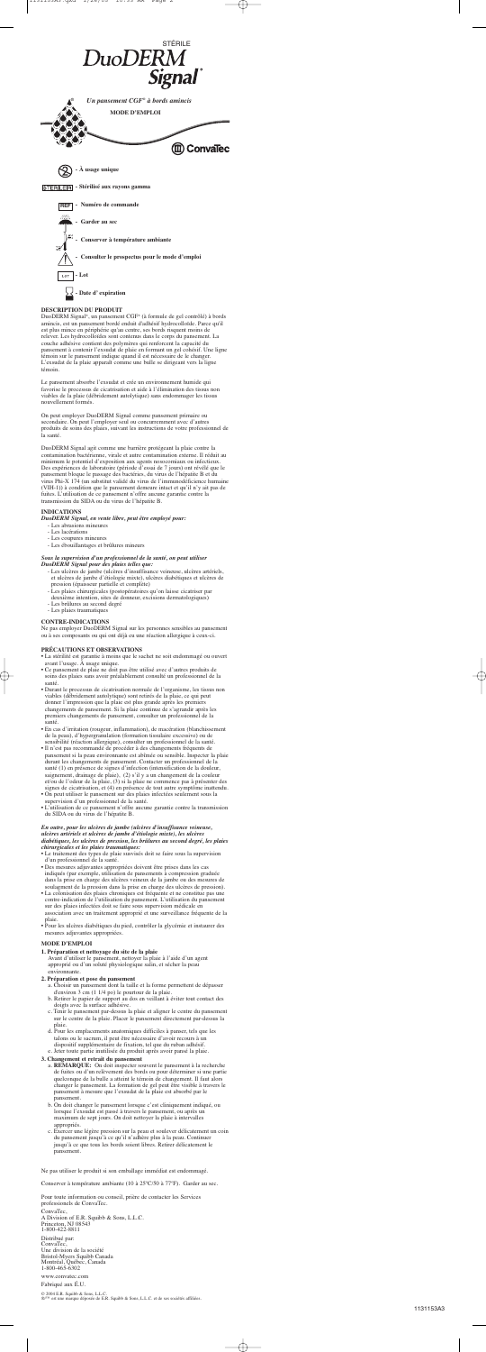STÉRILE

# DuoDERM Signal®

*Un pansement CGF® à bords amincis*

**MODE D'EMPLOI**

ConvaTec

- À usage unique

STERILE R - Stérilisé aux rayons gamma

REF - Numéro de commande

- Garder au sec

- Conserver à température ambiante

- Consulter le prospectus pour le mode d'emploi

LOT - Lot

- Date d' expiration

## DESCRIPTION DU PRODUIT

DuoDERM Signal®, un pansement CGF® (à formule de gel contrôlé) à bords amincis, est un pansement bordé enduit d'adhésif hydrocolloïde. Parce qu'il est plus mince en périphérie qu'au centre, ses bords risquent moins de relever. Les hydrocolloïdes sont contenus dans le corps du pansement. La couche adhésive contient des polymères qui renforcent la capacité du pansement à contenir l'exsudat de plaie en formant un gel cohésif. Une ligne témoin sur le pansement indique quand il est nécessaire de le changer. L'exsudat de la plaie apparaît comme une bulle se dirigeant vers la ligne témoin.

Le pansement absorbe l'exsudat et crée un environnement humide qui favorise le processus de cicatrisation et aide à l'élimination des tissus non viables de la plaie (débridement autolytique) sans endommager les tissus nouvellement formés.

On peut employer DuoDERM Signal comme pansement primaire ou secondaire. On peut l'employer seul ou concurremment avec d'autres produits de soins des plaies, suivant les instructions de votre professionnel de la santé.

DuoDERM Signal agit comme une barrière protégeant la plaie contre la contamination bactérienne, virale et autre contamination externe. Il réduit au minimum le potentiel d'exposition aux agents nosocomiaux ou infectieux. Des expériences de laboratoire (période d'essai de 7 jours) ont révélé que le pansement bloque le passage des bactéries, du virus de l'hépatite B et du virus Phi-X 174 (un substitut valide du virus de l'immunodéficience humaine (VIH-1)) à condition que le pansement demeure intact et qu'il n'y ait pas de fuites. L'utilisation de ce pansement n'offre aucune garantie contre la transmission du SIDA ou du virus de l'hépatite B.

## INDICATIONS

***DuoDERM Signal, en vente libre, peut être employé pour:***

- Les abrasions mineures
- Les lacérations
- Les coupures mineures
- Les ébouillantages et brûlures mineurs

***Sous la supervision d'un professionnel de la santé, on peut utiliser DuoDERM Signal pour des plaies telles que:***

- Les ulcères de jambe (ulcères d'insuffisance veineuse, ulcères artériels, et ulcères de jambe d'étiologie mixte), ulcères diabétiques et ulcères de pression (épaisseur partielle et complète)
- Les plaies chirurgicales (postopératoires qu'on laisse cicatriser par deuxième intention, sites de donneur, excisions dermatologiques)
- Les brûlures au second degré
- Les plaies traumatiques

## CONTRE-INDICATIONS

Ne pas employer DuoDERM Signal sur les personnes sensibles au pansement ou à ses composants ou qui ont déjà eu une réaction allergique à ceux-ci.

## PRÉCAUTIONS ET OBSERVATIONS

- La stérilité est garantie à moins que le sachet ne soit endommagé ou ouvert avant l'usage. À usage unique.
- Ce pansement de plaie ne doit pas être utilisé avec d'autres produits de soins des plaies sans avoir préalablement consulté un professionnel de la santé.
- Durant le processus de cicatrisation normale de l'organisme, les tissus non viables (débridement autolytique) sont retirés de la plaie, ce qui peut donner l'impression que la plaie est plus grande après les premiers changements de pansement. Si la plaie continue de s'agrandir après les premiers changements de pansement, consulter un professionnel de la santé.
- En cas d'irritation (rougeur, inflammation), de macération (blanchissement de la peau), d'hypergranulation (formation tissulaire excessive) ou de sensibilité (réaction allergique), consulter un professionnel de la santé.
- Il n'est pas recommandé de procéder à des changements fréquents de pansement si la peau environnante est abîmée ou sensible. Inspecter la plaie durant les changements de pansement. Contacter un professionnel de la santé (1) en présence de signes d'infection (intensification de la douleur, saignement, drainage de plaie), (2) s'il y a un changement de la couleur et/ou de l'odeur de la plaie, (3) si la plaie ne commence pas à présenter des signes de cicatrisation, et (4) en présence de tout autre symptôme inattendu.
- On peut utiliser le pansement sur des plaies infectées seulement sous la supervision d'un professionnel de la santé.
- L'utilisation de ce pansement n'offre aucune garantie contre la transmission du SIDA ou du virus de l'hépatite B.

***En outre, pour les ulcères de jambe (ulcères d'insuffisance veineuse, ulcères artériels et ulcères de jambe d'étiologie mixte), les ulcères diabétiques, les ulcères de pression, les brûlures au second degré, les plaies chirurgicales et les plaies traumatiques:***

- Le traitement des types de plaie susvisés doit se faire sous la supervision d'un professionnel de la santé.
- Des mesures adjuvantes appropriées doivent être prises dans les cas indiqués (par exemple, utilisation de pansements à compression graduée dans la prise en charge des ulcères veineux de la jambe ou des mesures de soulagement de la pression dans la prise en charge des ulcères de pression).
- La colonisation des plaies chroniques est fréquente et ne constitue pas une contre-indication de l'utilisation du pansement. L'utilisation du pansement sur des plaies infectées doit se faire sous supervision médicale en association avec un traitement approprié et une surveillance fréquente de la plaie.
- Pour les ulcères diabétiques du pied, contrôler la glycémie et instaurer des mesures adjuvantes appropriées.

## MODE D'EMPLOI

**1. Préparation et nettoyage du site de la plaie**

Avant d'utiliser le pansement, nettoyer la plaie à l'aide d'un agent approprié ou d'un soluté physiologique salin, et sécher la peau environnante.

**2. Préparation et pose du pansement**

a. Choisir un pansement dont la taille et la forme permettent de dépasser d'environ 3 cm (1 1/4 po) le pourtour de la plaie.
b. Retirer le papier de support au dos en veillant à éviter tout contact des doigts avec la surface adhésive.
c. Tenir le pansement par-dessus la plaie et aligner le centre du pansement sur le centre de la plaie. Placer le pansement directement par-dessus la plaie.
d. Pour les emplacements anatomiques difficiles à panser, tels que les talons ou le sacrum, il peut être nécessaire d'avoir recours à un dispositif supplémentaire de fixation, tel que du ruban adhésif.
e. Jeter toute partie inutilisée du produit après avoir pansé la plaie.

**3. Changement et retrait du pansement**

a. **REMARQUE:** On doit inspecter souvent le pansement à la recherche de fuites ou d'un relèvement des bords ou pour déterminer si une partie quelconque de la bulle a atteint le témoin de changement. Il faut alors changer le pansement. La formation de gel peut être visible à travers le pansement à mesure que l'exsudat de la plaie est absorbé par le pansement.
b. On doit changer le pansement lorsque c'est cliniquement indiqué, ou lorsque l'exsudat est passé à travers le pansement, ou après un maximum de sept jours. On doit nettoyer la plaie à intervalles appropriés.
c. Exercer une légère pression sur la peau et soulever délicatement un coin du pansement jusqu'à ce qu'il n'adhère plus à la peau. Continuer jusqu'à ce que tous les bords soient libres. Retirer délicatement le pansement.

Ne pas utiliser le produit si son emballage immédiat est endommagé.

Conserver à température ambiante (10 à 25°C/50 à 77°F). Garder au sec.

Pour toute information ou conseil, prière de contacter les Services professionnels de ConvaTec.

ConvaTec,
A Division of E.R. Squibb & Sons, L.L.C.
Princeton, NJ 08543
1-800-422-8811

Distribué par:
ConvaTec,
Une division de la société
Bristol-Myers Squibb Canada
Montréal, Québec, Canada
1-800-465-6302

www.convatec.com

Fabriqué aux É.U.

© 2004 E.R. Squibb & Sons, L.L.C.
®/™ est une marque déposée de E.R. Squibb & Sons, L.L.C. et de ses sociétés affiliées.

1131153A3